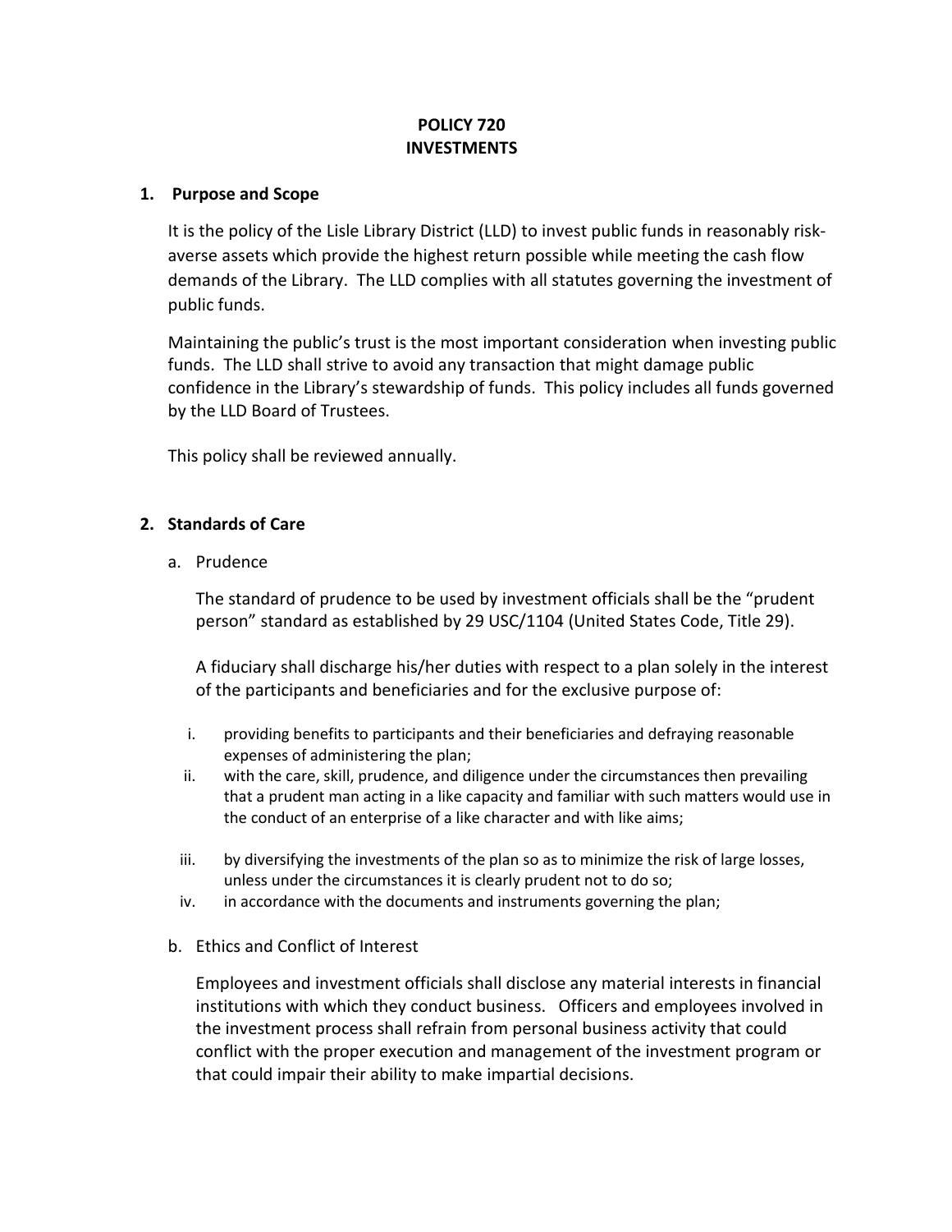# POLICY 720
# INVESTMENTS

## 1. Purpose and Scope

It is the policy of the Lisle Library District (LLD) to invest public funds in reasonably risk-averse assets which provide the highest return possible while meeting the cash flow demands of the Library. The LLD complies with all statutes governing the investment of public funds.

Maintaining the public's trust is the most important consideration when investing public funds. The LLD shall strive to avoid any transaction that might damage public confidence in the Library's stewardship of funds. This policy includes all funds governed by the LLD Board of Trustees.

This policy shall be reviewed annually.

## 2. Standards of Care

### a. Prudence

The standard of prudence to be used by investment officials shall be the "prudent person" standard as established by 29 USC/1104 (United States Code, Title 29).

A fiduciary shall discharge his/her duties with respect to a plan solely in the interest of the participants and beneficiaries and for the exclusive purpose of:

i. providing benefits to participants and their beneficiaries and defraying reasonable expenses of administering the plan;

ii. with the care, skill, prudence, and diligence under the circumstances then prevailing that a prudent man acting in a like capacity and familiar with such matters would use in the conduct of an enterprise of a like character and with like aims;

iii. by diversifying the investments of the plan so as to minimize the risk of large losses, unless under the circumstances it is clearly prudent not to do so;

iv. in accordance with the documents and instruments governing the plan;

### b. Ethics and Conflict of Interest

Employees and investment officials shall disclose any material interests in financial institutions with which they conduct business. Officers and employees involved in the investment process shall refrain from personal business activity that could conflict with the proper execution and management of the investment program or that could impair their ability to make impartial decisions.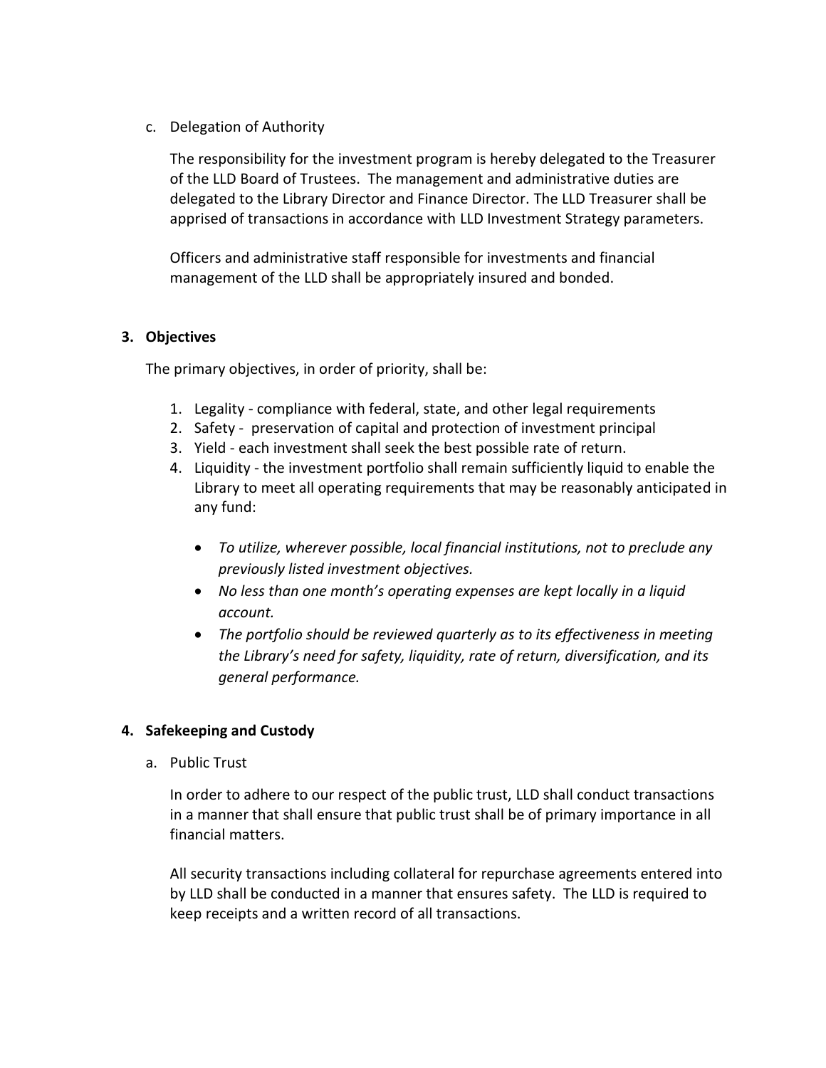c. Delegation of Authority

   The responsibility for the investment program is hereby delegated to the Treasurer of the LLD Board of Trustees. The management and administrative duties are delegated to the Library Director and Finance Director. The LLD Treasurer shall be apprised of transactions in accordance with LLD Investment Strategy parameters.

   Officers and administrative staff responsible for investments and financial management of the LLD shall be appropriately insured and bonded.

## 3. Objectives

The primary objectives, in order of priority, shall be:

1. Legality - compliance with federal, state, and other legal requirements
2. Safety - preservation of capital and protection of investment principal
3. Yield - each investment shall seek the best possible rate of return.
4. Liquidity - the investment portfolio shall remain sufficiently liquid to enable the Library to meet all operating requirements that may be reasonably anticipated in any fund:

   - *To utilize, wherever possible, local financial institutions, not to preclude any previously listed investment objectives.*
   - *No less than one month's operating expenses are kept locally in a liquid account.*
   - *The portfolio should be reviewed quarterly as to its effectiveness in meeting the Library's need for safety, liquidity, rate of return, diversification, and its general performance.*

## 4. Safekeeping and Custody

a. Public Trust

   In order to adhere to our respect of the public trust, LLD shall conduct transactions in a manner that shall ensure that public trust shall be of primary importance in all financial matters.

   All security transactions including collateral for repurchase agreements entered into by LLD shall be conducted in a manner that ensures safety. The LLD is required to keep receipts and a written record of all transactions.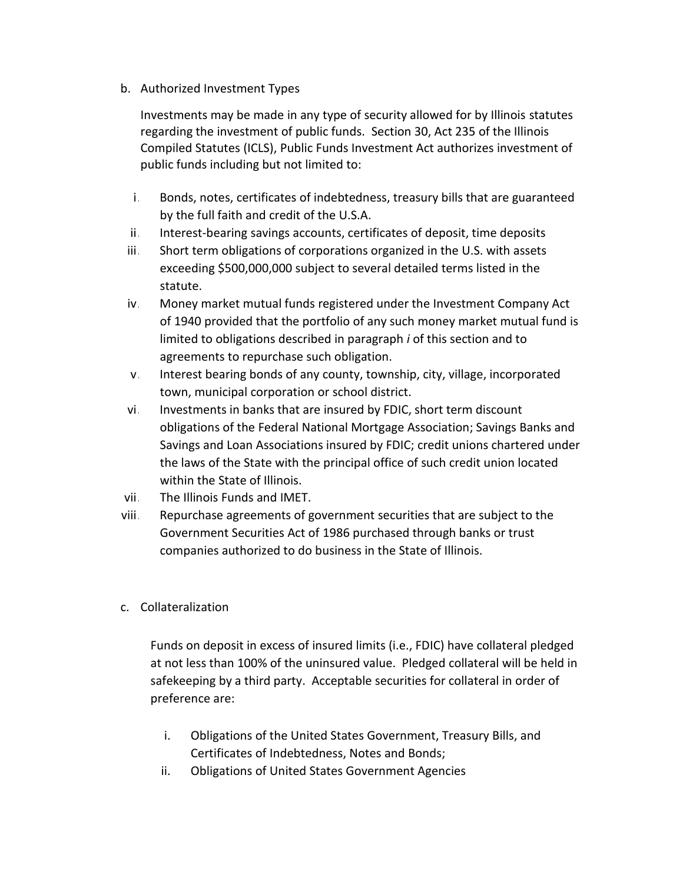b. Authorized Investment Types

Investments may be made in any type of security allowed for by Illinois statutes regarding the investment of public funds. Section 30, Act 235 of the Illinois Compiled Statutes (ICLS), Public Funds Investment Act authorizes investment of public funds including but not limited to:

i. Bonds, notes, certificates of indebtedness, treasury bills that are guaranteed by the full faith and credit of the U.S.A.
ii. Interest-bearing savings accounts, certificates of deposit, time deposits
iii. Short term obligations of corporations organized in the U.S. with assets exceeding $500,000,000 subject to several detailed terms listed in the statute.
iv. Money market mutual funds registered under the Investment Company Act of 1940 provided that the portfolio of any such money market mutual fund is limited to obligations described in paragraph *i* of this section and to agreements to repurchase such obligation.
v. Interest bearing bonds of any county, township, city, village, incorporated town, municipal corporation or school district.
vi. Investments in banks that are insured by FDIC, short term discount obligations of the Federal National Mortgage Association; Savings Banks and Savings and Loan Associations insured by FDIC; credit unions chartered under the laws of the State with the principal office of such credit union located within the State of Illinois.
vii. The Illinois Funds and IMET.
viii. Repurchase agreements of government securities that are subject to the Government Securities Act of 1986 purchased through banks or trust companies authorized to do business in the State of Illinois.

c. Collateralization

Funds on deposit in excess of insured limits (i.e., FDIC) have collateral pledged at not less than 100% of the uninsured value. Pledged collateral will be held in safekeeping by a third party. Acceptable securities for collateral in order of preference are:

i. Obligations of the United States Government, Treasury Bills, and Certificates of Indebtedness, Notes and Bonds;
ii. Obligations of United States Government Agencies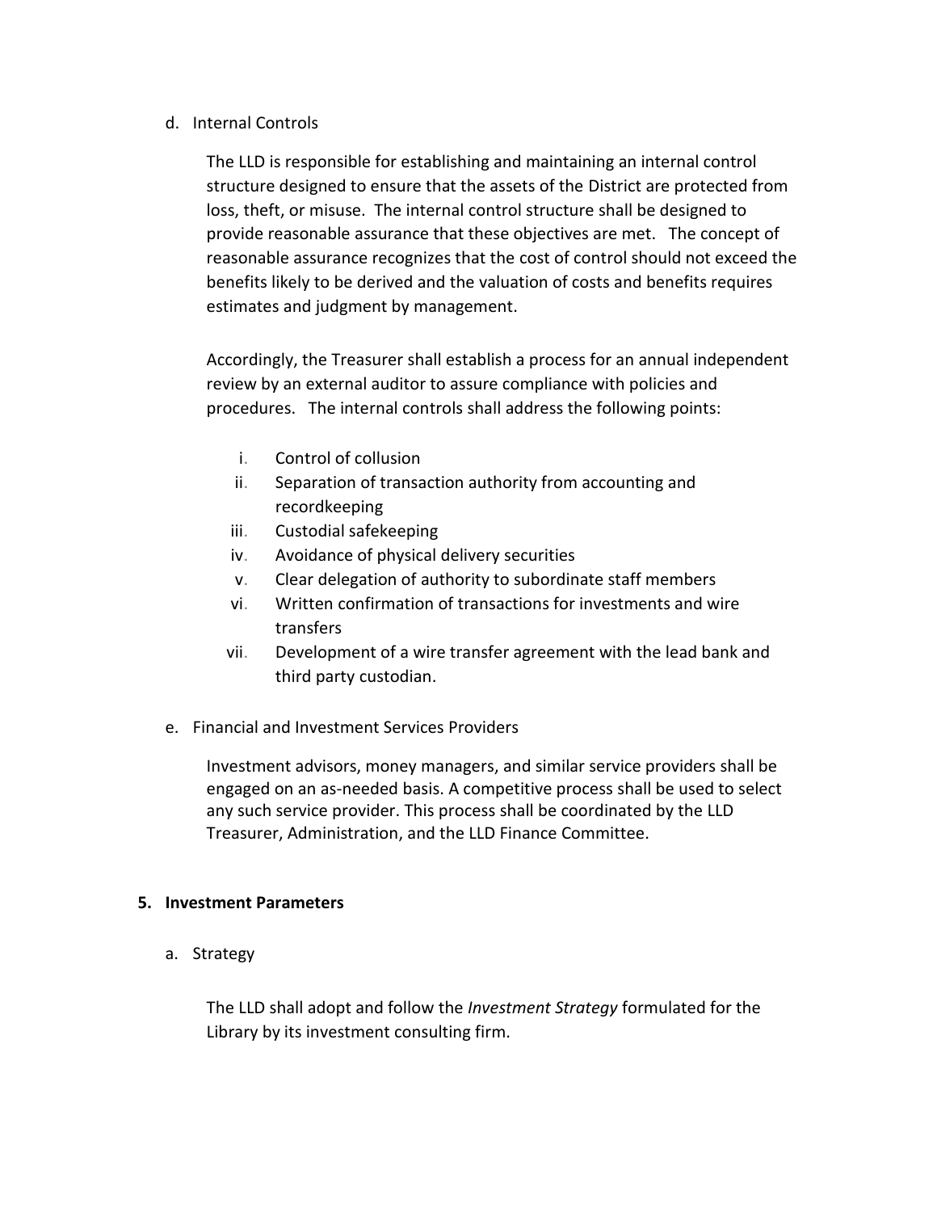d. Internal Controls

The LLD is responsible for establishing and maintaining an internal control structure designed to ensure that the assets of the District are protected from loss, theft, or misuse. The internal control structure shall be designed to provide reasonable assurance that these objectives are met. The concept of reasonable assurance recognizes that the cost of control should not exceed the benefits likely to be derived and the valuation of costs and benefits requires estimates and judgment by management.

Accordingly, the Treasurer shall establish a process for an annual independent review by an external auditor to assure compliance with policies and procedures. The internal controls shall address the following points:

i. Control of collusion
ii. Separation of transaction authority from accounting and recordkeeping
iii. Custodial safekeeping
iv. Avoidance of physical delivery securities
v. Clear delegation of authority to subordinate staff members
vi. Written confirmation of transactions for investments and wire transfers
vii. Development of a wire transfer agreement with the lead bank and third party custodian.

e. Financial and Investment Services Providers

Investment advisors, money managers, and similar service providers shall be engaged on an as-needed basis. A competitive process shall be used to select any such service provider. This process shall be coordinated by the LLD Treasurer, Administration, and the LLD Finance Committee.

**5. Investment Parameters**

a. Strategy

The LLD shall adopt and follow the *Investment Strategy* formulated for the Library by its investment consulting firm.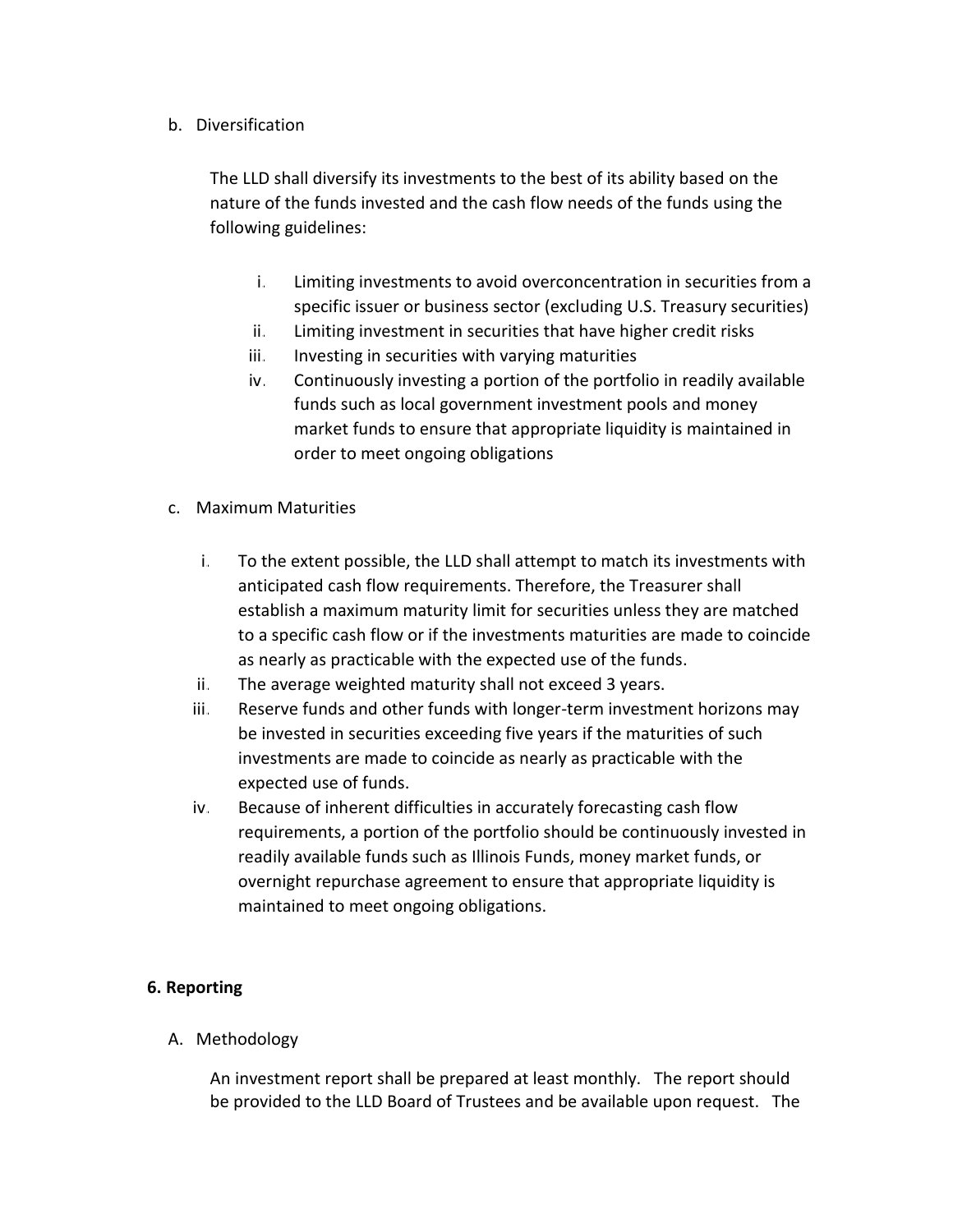b. Diversification

The LLD shall diversify its investments to the best of its ability based on the nature of the funds invested and the cash flow needs of the funds using the following guidelines:

i. Limiting investments to avoid overconcentration in securities from a specific issuer or business sector (excluding U.S. Treasury securities)
ii. Limiting investment in securities that have higher credit risks
iii. Investing in securities with varying maturities
iv. Continuously investing a portion of the portfolio in readily available funds such as local government investment pools and money market funds to ensure that appropriate liquidity is maintained in order to meet ongoing obligations

c. Maximum Maturities

i. To the extent possible, the LLD shall attempt to match its investments with anticipated cash flow requirements. Therefore, the Treasurer shall establish a maximum maturity limit for securities unless they are matched to a specific cash flow or if the investments maturities are made to coincide as nearly as practicable with the expected use of the funds.
ii. The average weighted maturity shall not exceed 3 years.
iii. Reserve funds and other funds with longer-term investment horizons may be invested in securities exceeding five years if the maturities of such investments are made to coincide as nearly as practicable with the expected use of funds.
iv. Because of inherent difficulties in accurately forecasting cash flow requirements, a portion of the portfolio should be continuously invested in readily available funds such as Illinois Funds, money market funds, or overnight repurchase agreement to ensure that appropriate liquidity is maintained to meet ongoing obligations.

## 6. Reporting

A. Methodology

An investment report shall be prepared at least monthly. The report should be provided to the LLD Board of Trustees and be available upon request. The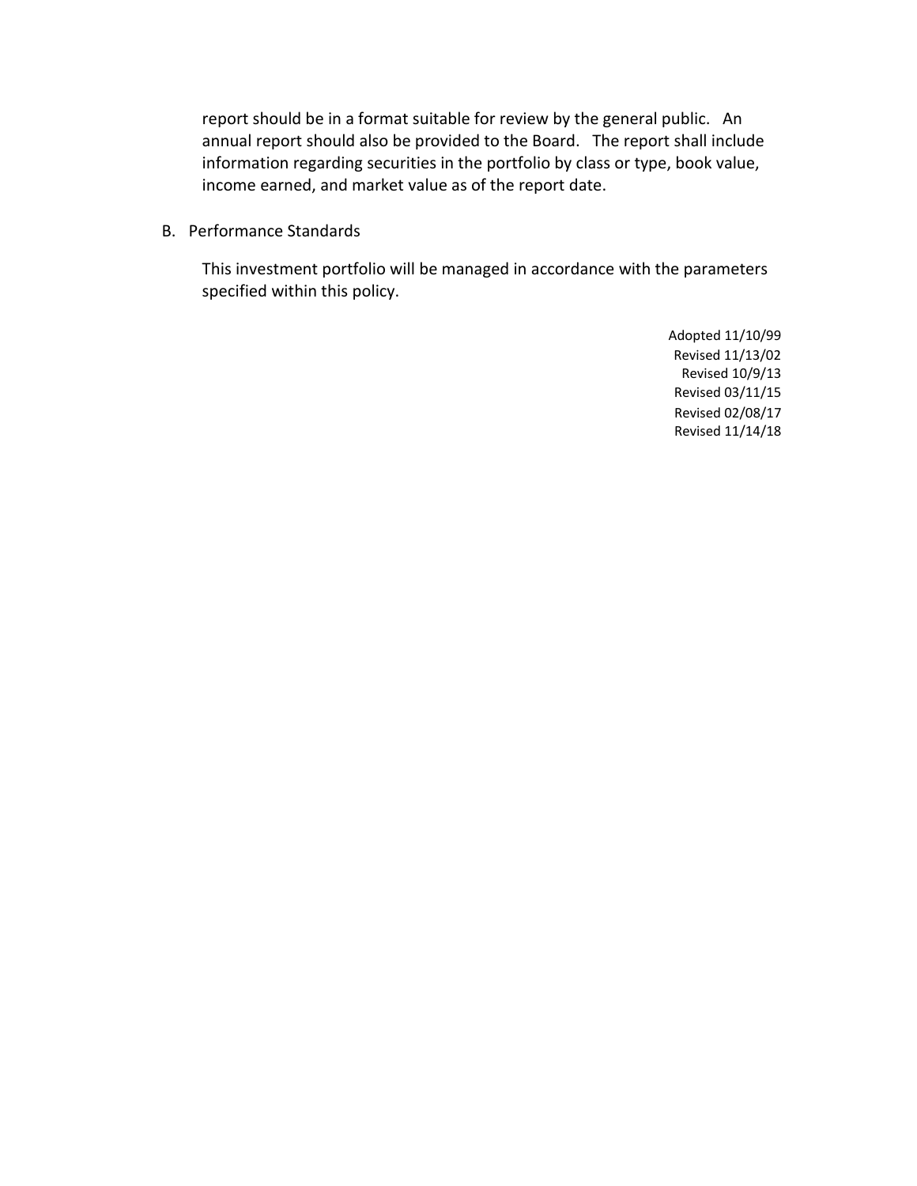report should be in a format suitable for review by the general public. An annual report should also be provided to the Board. The report shall include information regarding securities in the portfolio by class or type, book value, income earned, and market value as of the report date.

B. Performance Standards

This investment portfolio will be managed in accordance with the parameters specified within this policy.

Adopted 11/10/99
Revised 11/13/02
Revised 10/9/13
Revised 03/11/15
Revised 02/08/17
Revised 11/14/18